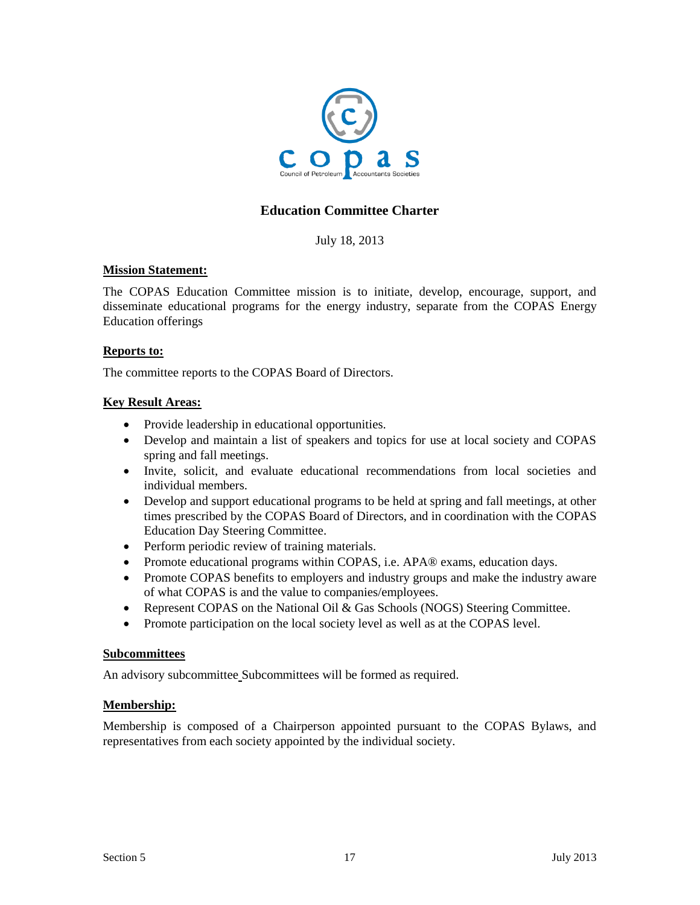# Education Committee Charter

July 18, 2013

**Mission Statement:**

The COPAS Education Committee mission is to initiate, develop, encourage, support, and disseminate educational programs for the energy industry, separate from the COPAS Energy Education offerings

**Reports to:**

The committee reports to the COPAS Board of Directors.

**Key Result Areas:**

- Provide leadership in educational opportunities.
- Develop and maintain a list of speakers and topics for use at local society and COPAS spring and fall meetings.
- Invite, solicit, and evaluate educational recommendations from local societies and individual members.
- Develop and support educational programs to be held at spring and fall meetings, at other times prescribed by the COPAS Board of Directors, and in coordination with the COPAS Education Day Steering Committee.
- Perform periodic review of training materials.
- Promote educational programs within COPAS, i.e. APA® exams, education days.
- Promote COPAS benefits to employers and industry groups and make the industry aware of what COPAS is and the value to companies/employees.
- Represent COPAS on the National Oil & Gas Schools (NOGS) Steering Committee.
- Promote participation on the local society level as well as at the COPAS level.

**Subcommittees**

An advisory subcommittee Subcommittees will be formed as required.

**Membership:**

Membership is composed of a Chairperson appointed pursuant to the COPAS Bylaws, and representatives from each society appointed by the individual society.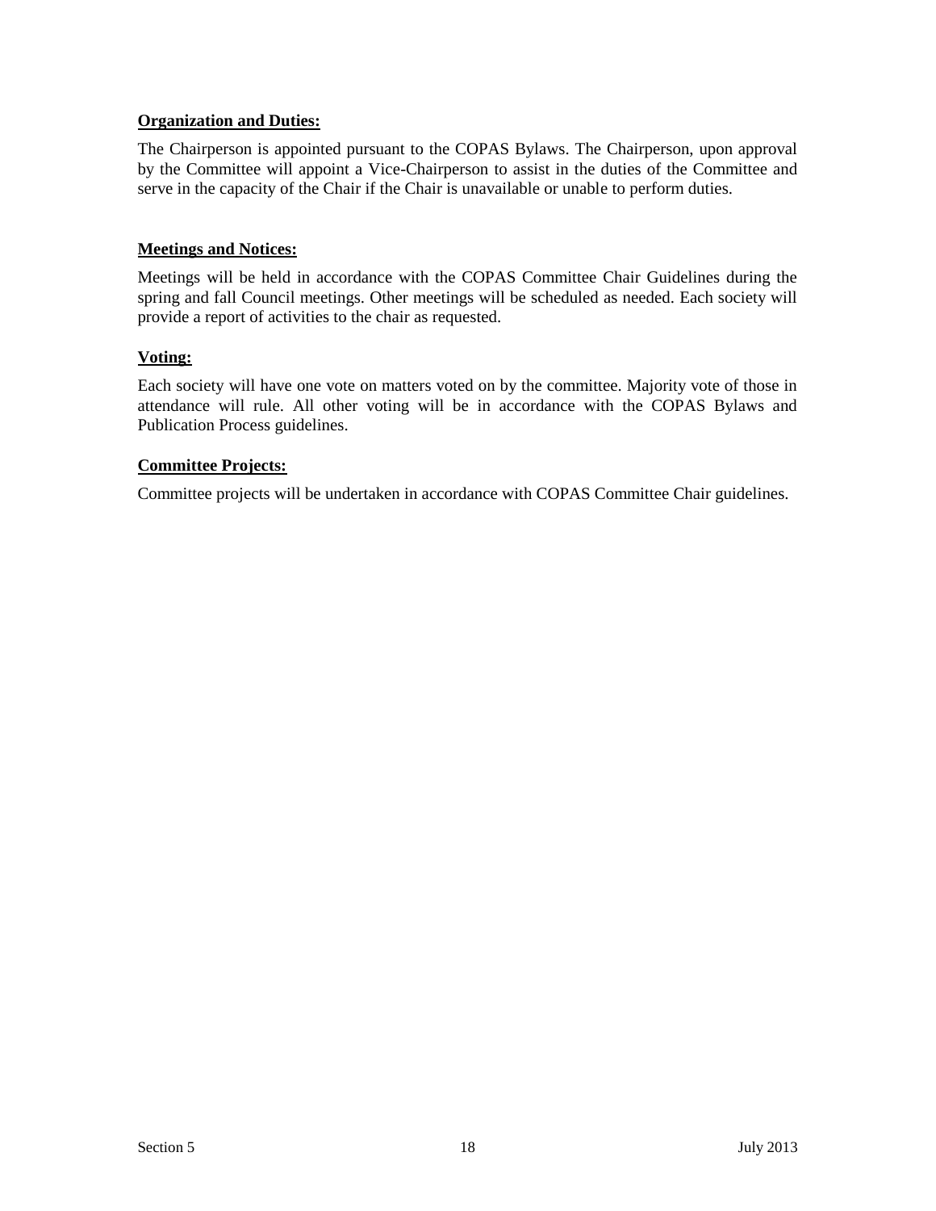**Organization and Duties:**

The Chairperson is appointed pursuant to the COPAS Bylaws. The Chairperson, upon approval by the Committee will appoint a Vice-Chairperson to assist in the duties of the Committee and serve in the capacity of the Chair if the Chair is unavailable or unable to perform duties.

**Meetings and Notices:**

Meetings will be held in accordance with the COPAS Committee Chair Guidelines during the spring and fall Council meetings. Other meetings will be scheduled as needed. Each society will provide a report of activities to the chair as requested.

**Voting:**

Each society will have one vote on matters voted on by the committee. Majority vote of those in attendance will rule. All other voting will be in accordance with the COPAS Bylaws and Publication Process guidelines.

**Committee Projects:**

Committee projects will be undertaken in accordance with COPAS Committee Chair guidelines.